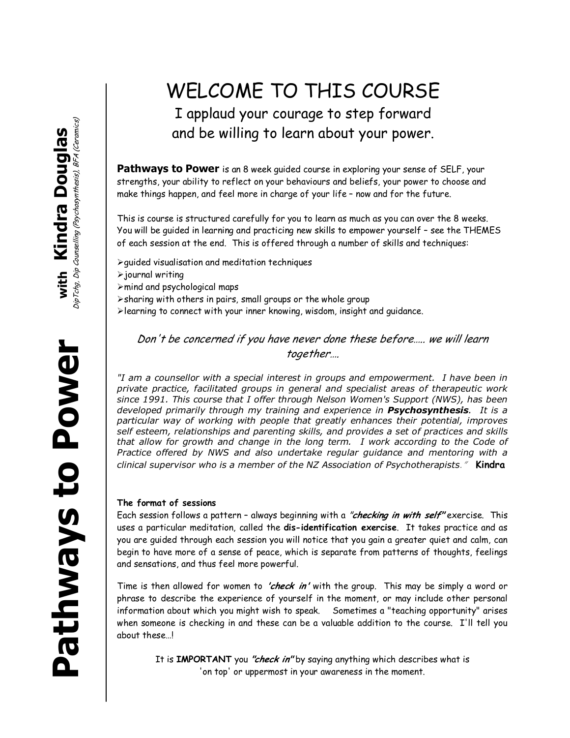**Pathways to Power** **with Kindra Douglas**

*DipTchg, Dip Counselling (Psychosynthesis), BFA (Ceramics)*

# WELCOME TO THIS COURSE

I applaud your courage to step forward
and be willing to learn about your power.

**Pathways to Power** is an 8 week guided course in exploring your sense of SELF, your strengths, your ability to reflect on your behaviours and beliefs, your power to choose and make things happen, and feel more in charge of your life – now and for the future.

This is course is structured carefully for you to learn as much as you can over the 8 weeks. You will be guided in learning and practicing new skills to empower yourself – see the THEMES of each session at the end. This is offered through a number of skills and techniques:

- guided visualisation and meditation techniques
- journal writing
- mind and psychological maps
- sharing with others in pairs, small groups or the whole group
- learning to connect with your inner knowing, wisdom, insight and guidance.

*Don't be concerned if you have never done these before….. we will learn together….*

*"I am a counsellor with a special interest in groups and empowerment. I have been in private practice, facilitated groups in general and specialist areas of therapeutic work since 1991. This course that I offer through Nelson Women's Support (NWS), has been developed primarily through my training and experience in **Psychosynthesis**. It is a particular way of working with people that greatly enhances their potential, improves self esteem, relationships and parenting skills, and provides a set of practices and skills that allow for growth and change in the long term. I work according to the Code of Practice offered by NWS and also undertake regular guidance and mentoring with a clinical supervisor who is a member of the NZ Association of Psychotherapists."* **Kindra**

**The format of sessions**

Each session follows a pattern – always beginning with a ***"checking in with self"*** exercise. This uses a particular meditation, called the **dis-identification exercise**. It takes practice and as you are guided through each session you will notice that you gain a greater quiet and calm, can begin to have more of a sense of peace, which is separate from patterns of thoughts, feelings and sensations, and thus feel more powerful.

Time is then allowed for women to ***'check in'*** with the group. This may be simply a word or phrase to describe the experience of yourself in the moment, or may include other personal information about which you might wish to speak. Sometimes a "teaching opportunity" arises when someone is checking in and these can be a valuable addition to the course. I'll tell you about these…!

It is **IMPORTANT** you ***"check in"*** by saying anything which describes what is 'on top' or uppermost in your awareness in the moment.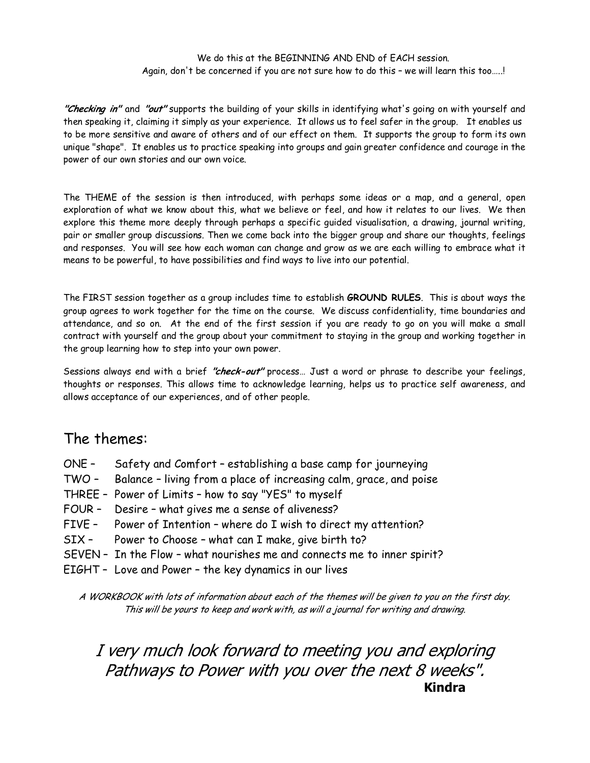We do this at the BEGINNING AND END of EACH session.
Again, don't be concerned if you are not sure how to do this – we will learn this too…..!

***"Checking in"*** and ***"out"*** supports the building of your skills in identifying what's going on with yourself and then speaking it, claiming it simply as your experience. It allows us to feel safer in the group. It enables us to be more sensitive and aware of others and of our effect on them. It supports the group to form its own unique "shape". It enables us to practice speaking into groups and gain greater confidence and courage in the power of our own stories and our own voice.

The THEME of the session is then introduced, with perhaps some ideas or a map, and a general, open exploration of what we know about this, what we believe or feel, and how it relates to our lives. We then explore this theme more deeply through perhaps a specific guided visualisation, a drawing, journal writing, pair or smaller group discussions. Then we come back into the bigger group and share our thoughts, feelings and responses. You will see how each woman can change and grow as we are each willing to embrace what it means to be powerful, to have possibilities and find ways to live into our potential.

The FIRST session together as a group includes time to establish **GROUND RULES**. This is about ways the group agrees to work together for the time on the course. We discuss confidentiality, time boundaries and attendance, and so on. At the end of the first session if you are ready to go on you will make a small contract with yourself and the group about your commitment to staying in the group and working together in the group learning how to step into your own power.

Sessions always end with a brief ***"check-out"*** process… Just a word or phrase to describe your feelings, thoughts or responses. This allows time to acknowledge learning, helps us to practice self awareness, and allows acceptance of our experiences, and of other people.

## The themes:

ONE – Safety and Comfort – establishing a base camp for journeying
TWO – Balance – living from a place of increasing calm, grace, and poise
THREE – Power of Limits – how to say "YES" to myself
FOUR – Desire – what gives me a sense of aliveness?
FIVE – Power of Intention – where do I wish to direct my attention?
SIX – Power to Choose – what can I make, give birth to?
SEVEN – In the Flow – what nourishes me and connects me to inner spirit?
EIGHT – Love and Power – the key dynamics in our lives

*A WORKBOOK with lots of information about each of the themes will be given to you on the first day. This will be yours to keep and work with, as will a journal for writing and drawing.*

*I very much look forward to meeting you and exploring Pathways to Power with you over the next 8 weeks".*

**Kindra**